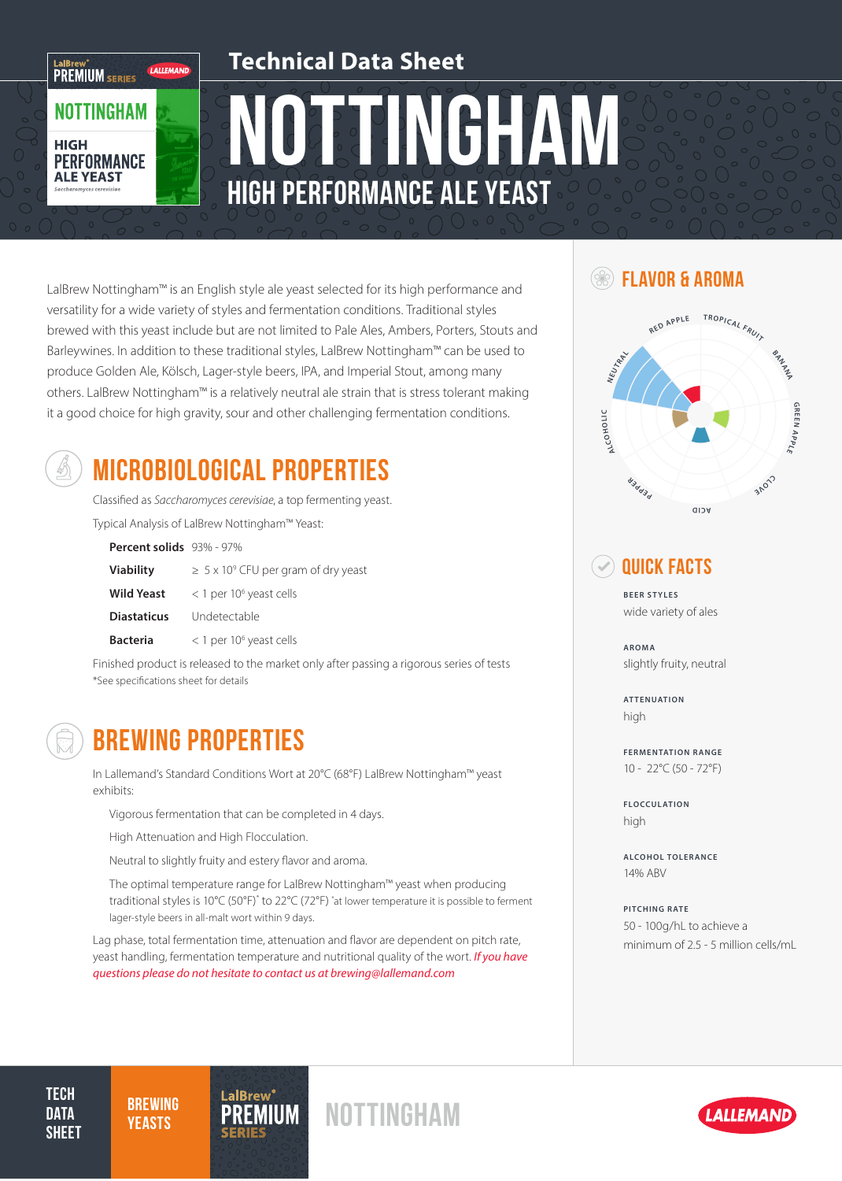# Technical Data Sheet

# NOTTINGHAM

## HIGH PERFORMANCE ALE YEAST

LalBrew Nottingham™ is an English style ale yeast selected for its high performance and versatility for a wide variety of styles and fermentation conditions. Traditional styles brewed with this yeast include but are not limited to Pale Ales, Ambers, Porters, Stouts and Barleywines. In addition to these traditional styles, LalBrew Nottingham™ can be used to produce Golden Ale, Kölsch, Lager-style beers, IPA, and Imperial Stout, among many others. LalBrew Nottingham™ is a relatively neutral ale strain that is stress tolerant making it a good choice for high gravity, sour and other challenging fermentation conditions.

## MICROBIOLOGICAL PROPERTIES

Classified as *Saccharomyces cerevisiae*, a top fermenting yeast.

Typical Analysis of LalBrew Nottingham™ Yeast:

| | |
|---|---|
| **Percent solids** | 93% - 97% |
| **Viability** | ≥ 5 x $10^9$ CFU per gram of dry yeast |
| **Wild Yeast** | < 1 per $10^6$ yeast cells |
| **Diastaticus** | Undetectable |
| **Bacteria** | < 1 per $10^6$ yeast cells |

Finished product is released to the market only after passing a rigorous series of tests

*See specifications sheet for details

## BREWING PROPERTIES

In Lallemand's Standard Conditions Wort at 20°C (68°F) LalBrew Nottingham™ yeast exhibits:

- Vigorous fermentation that can be completed in 4 days.
- High Attenuation and High Flocculation.
- Neutral to slightly fruity and estery flavor and aroma.
- The optimal temperature range for LalBrew Nottingham™ yeast when producing traditional styles is 10°C (50°F)* to 22°C (72°F) *at lower temperature it is possible to ferment lager-style beers in all-malt wort within 9 days.

Lag phase, total fermentation time, attenuation and flavor are dependent on pitch rate, yeast handling, fermentation temperature and nutritional quality of the wort. *If you have questions please do not hesitate to contact us at brewing@lallemand.com*

## FLAVOR & AROMA

## QUICK FACTS

**BEER STYLES**
wide variety of ales

**AROMA**
slightly fruity, neutral

**ATTENUATION**
high

**FERMENTATION RANGE**
10 - 22°C (50 - 72°F)

**FLOCCULATION**
high

**ALCOHOL TOLERANCE**
14% ABV

**PITCHING RATE**
50 - 100g/hL to achieve a minimum of 2.5 - 5 million cells/mL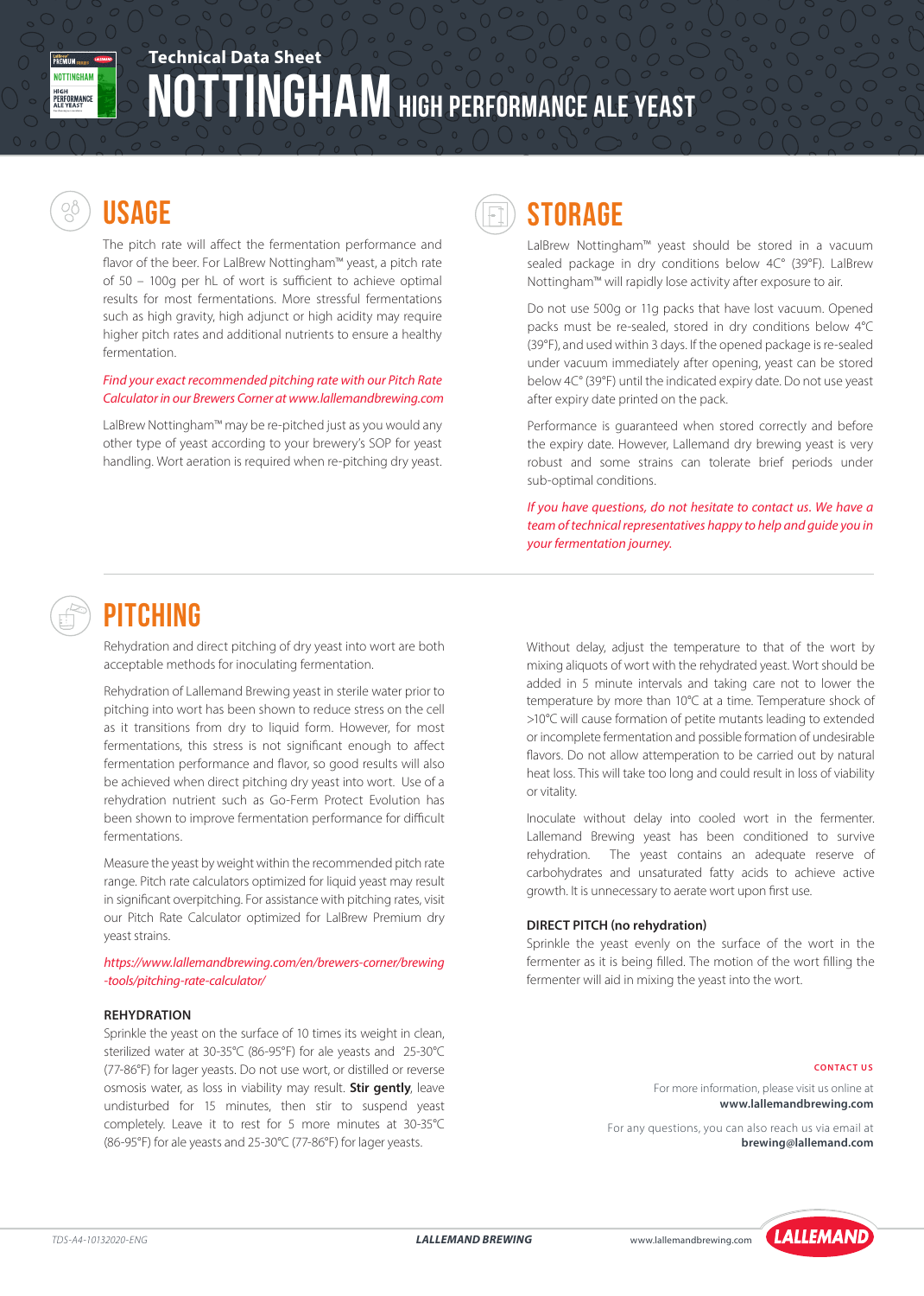Technical Data Sheet

# NOTTINGHAM HIGH PERFORMANCE ALE YEAST

## USAGE

The pitch rate will affect the fermentation performance and flavor of the beer. For LalBrew Nottingham™ yeast, a pitch rate of 50 – 100g per hL of wort is sufficient to achieve optimal results for most fermentations. More stressful fermentations such as high gravity, high adjunct or high acidity may require higher pitch rates and additional nutrients to ensure a healthy fermentation.

*Find your exact recommended pitching rate with our Pitch Rate Calculator in our Brewers Corner at www.lallemandbrewing.com*

LalBrew Nottingham™ may be re-pitched just as you would any other type of yeast according to your brewery's SOP for yeast handling. Wort aeration is required when re-pitching dry yeast.

## STORAGE

LalBrew Nottingham™ yeast should be stored in a vacuum sealed package in dry conditions below 4C° (39°F). LalBrew Nottingham™ will rapidly lose activity after exposure to air.

Do not use 500g or 11g packs that have lost vacuum. Opened packs must be re-sealed, stored in dry conditions below 4°C (39°F), and used within 3 days. If the opened package is re-sealed under vacuum immediately after opening, yeast can be stored below 4C° (39°F) until the indicated expiry date. Do not use yeast after expiry date printed on the pack.

Performance is guaranteed when stored correctly and before the expiry date. However, Lallemand dry brewing yeast is very robust and some strains can tolerate brief periods under sub-optimal conditions.

*If you have questions, do not hesitate to contact us. We have a team of technical representatives happy to help and guide you in your fermentation journey.*

## PITCHING

Rehydration and direct pitching of dry yeast into wort are both acceptable methods for inoculating fermentation.

Rehydration of Lallemand Brewing yeast in sterile water prior to pitching into wort has been shown to reduce stress on the cell as it transitions from dry to liquid form. However, for most fermentations, this stress is not significant enough to affect fermentation performance and flavor, so good results will also be achieved when direct pitching dry yeast into wort. Use of a rehydration nutrient such as Go-Ferm Protect Evolution has been shown to improve fermentation performance for difficult fermentations.

Measure the yeast by weight within the recommended pitch rate range. Pitch rate calculators optimized for liquid yeast may result in significant overpitching. For assistance with pitching rates, visit our Pitch Rate Calculator optimized for LalBrew Premium dry yeast strains.

*https://www.lallemandbrewing.com/en/brewers-corner/brewing-tools/pitching-rate-calculator/*

### REHYDRATION

Sprinkle the yeast on the surface of 10 times its weight in clean, sterilized water at 30-35°C (86-95°F) for ale yeasts and 25-30°C (77-86°F) for lager yeasts. Do not use wort, or distilled or reverse osmosis water, as loss in viability may result. **Stir gently**, leave undisturbed for 15 minutes, then stir to suspend yeast completely. Leave it to rest for 5 more minutes at 30-35°C (86-95°F) for ale yeasts and 25-30°C (77-86°F) for lager yeasts.

Without delay, adjust the temperature to that of the wort by mixing aliquots of wort with the rehydrated yeast. Wort should be added in 5 minute intervals and taking care not to lower the temperature by more than 10°C at a time. Temperature shock of >10°C will cause formation of petite mutants leading to extended or incomplete fermentation and possible formation of undesirable flavors. Do not allow attemperation to be carried out by natural heat loss. This will take too long and could result in loss of viability or vitality.

Inoculate without delay into cooled wort in the fermenter. Lallemand Brewing yeast has been conditioned to survive rehydration. The yeast contains an adequate reserve of carbohydrates and unsaturated fatty acids to achieve active growth. It is unnecessary to aerate wort upon first use.

### DIRECT PITCH (no rehydration)

Sprinkle the yeast evenly on the surface of the wort in the fermenter as it is being filled. The motion of the wort filling the fermenter will aid in mixing the yeast into the wort.

**CONTACT US**

For more information, please visit us online at **www.lallemandbrewing.com**

For any questions, you can also reach us via email at **brewing@lallemand.com**

TDS-A4-10132020-ENG

**LALLEMAND BREWING**

www.lallemandbrewing.com